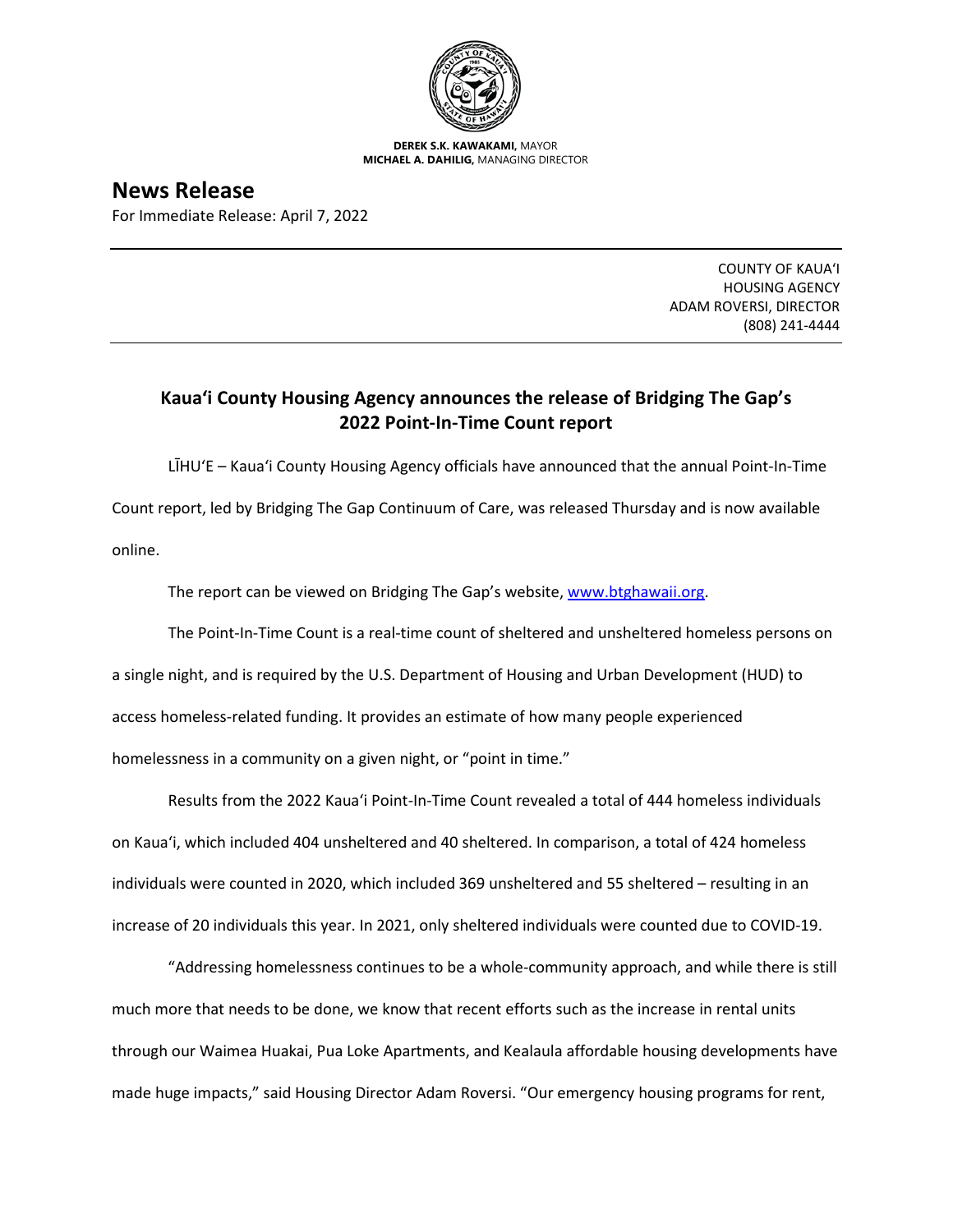**DEREK S.K. KAWAKAMI,** MAYOR
**MICHAEL A. DAHILIG,** MANAGING DIRECTOR

# News Release

For Immediate Release: April 7, 2022

COUNTY OF KAUAʻI
HOUSING AGENCY
ADAM ROVERSI, DIRECTOR
(808) 241-4444

## Kauaʻi County Housing Agency announces the release of Bridging The Gap's 2022 Point-In-Time Count report

LĪHUʻE – Kauaʻi County Housing Agency officials have announced that the annual Point-In-Time Count report, led by Bridging The Gap Continuum of Care, was released Thursday and is now available online.

The report can be viewed on Bridging The Gap's website, www.btghawaii.org.

The Point-In-Time Count is a real-time count of sheltered and unsheltered homeless persons on a single night, and is required by the U.S. Department of Housing and Urban Development (HUD) to access homeless-related funding. It provides an estimate of how many people experienced homelessness in a community on a given night, or "point in time."

Results from the 2022 Kauaʻi Point-In-Time Count revealed a total of 444 homeless individuals on Kauaʻi, which included 404 unsheltered and 40 sheltered. In comparison, a total of 424 homeless individuals were counted in 2020, which included 369 unsheltered and 55 sheltered – resulting in an increase of 20 individuals this year. In 2021, only sheltered individuals were counted due to COVID-19.

"Addressing homelessness continues to be a whole-community approach, and while there is still much more that needs to be done, we know that recent efforts such as the increase in rental units through our Waimea Huakai, Pua Loke Apartments, and Kealaula affordable housing developments have made huge impacts," said Housing Director Adam Roversi. "Our emergency housing programs for rent,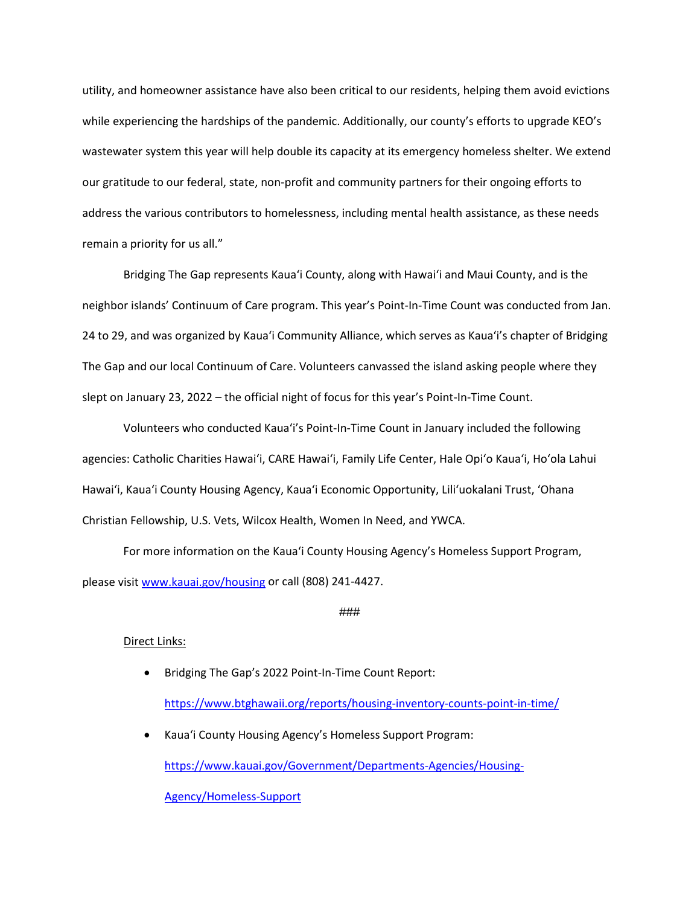utility, and homeowner assistance have also been critical to our residents, helping them avoid evictions while experiencing the hardships of the pandemic. Additionally, our county's efforts to upgrade KEO's wastewater system this year will help double its capacity at its emergency homeless shelter. We extend our gratitude to our federal, state, non-profit and community partners for their ongoing efforts to address the various contributors to homelessness, including mental health assistance, as these needs remain a priority for us all."

Bridging The Gap represents Kaua'i County, along with Hawai'i and Maui County, and is the neighbor islands' Continuum of Care program. This year's Point-In-Time Count was conducted from Jan. 24 to 29, and was organized by Kaua'i Community Alliance, which serves as Kaua'i's chapter of Bridging The Gap and our local Continuum of Care. Volunteers canvassed the island asking people where they slept on January 23, 2022 – the official night of focus for this year's Point-In-Time Count.

Volunteers who conducted Kaua'i's Point-In-Time Count in January included the following agencies: Catholic Charities Hawai'i, CARE Hawai'i, Family Life Center, Hale Opi'o Kaua'i, Ho'ola Lahui Hawai'i, Kaua'i County Housing Agency, Kaua'i Economic Opportunity, Lili'uokalani Trust, 'Ohana Christian Fellowship, U.S. Vets, Wilcox Health, Women In Need, and YWCA.

For more information on the Kaua'i County Housing Agency's Homeless Support Program, please visit www.kauai.gov/housing or call (808) 241-4427.

###

Direct Links:

- Bridging The Gap's 2022 Point-In-Time Count Report: https://www.btghawaii.org/reports/housing-inventory-counts-point-in-time/
- Kaua'i County Housing Agency's Homeless Support Program: https://www.kauai.gov/Government/Departments-Agencies/Housing-Agency/Homeless-Support